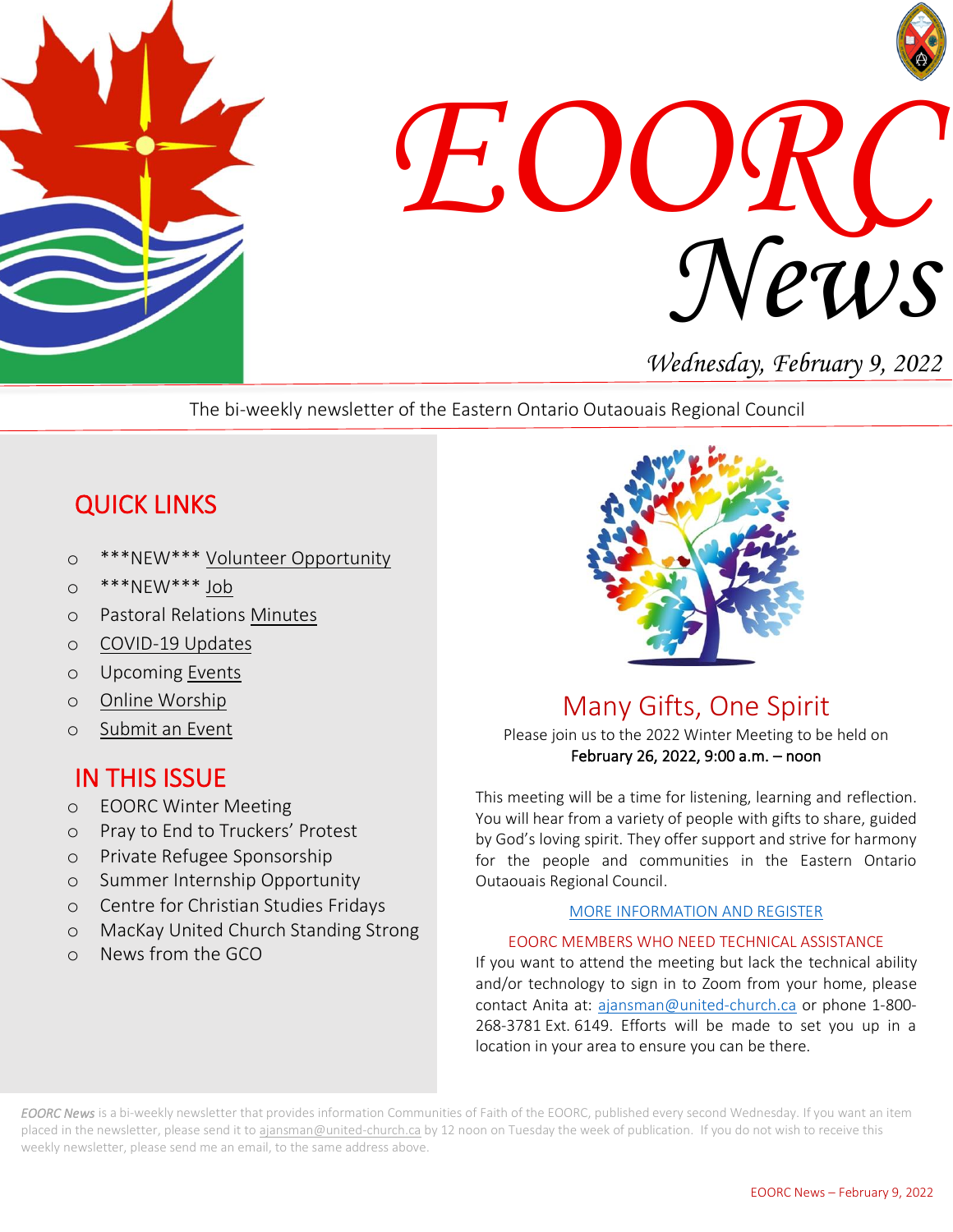# EOORC News

*Wednesday, February 9, 2022*

The bi-weekly newsletter of the Eastern Ontario Outaouais Regional Council

## QUICK LINKS

- ***NEW*** Volunteer Opportunity
- ***NEW*** Job
- Pastoral Relations Minutes
- COVID-19 Updates
- Upcoming Events
- Online Worship
- Submit an Event

## IN THIS ISSUE

- EOORC Winter Meeting
- Pray to End to Truckers' Protest
- Private Refugee Sponsorship
- Summer Internship Opportunity
- Centre for Christian Studies Fridays
- MacKay United Church Standing Strong
- News from the GCO

## Many Gifts, One Spirit

Please join us to the 2022 Winter Meeting to be held on
**February 26, 2022, 9:00 a.m. – noon**

This meeting will be a time for listening, learning and reflection. You will hear from a variety of people with gifts to share, guided by God's loving spirit. They offer support and strive for harmony for the people and communities in the Eastern Ontario Outaouais Regional Council.

MORE INFORMATION AND REGISTER

EOORC MEMBERS WHO NEED TECHNICAL ASSISTANCE

If you want to attend the meeting but lack the technical ability and/or technology to sign in to Zoom from your home, please contact Anita at: ajansman@united-church.ca or phone 1-800-268-3781 Ext. 6149. Efforts will be made to set you up in a location in your area to ensure you can be there.

*EOORC News* is a bi-weekly newsletter that provides information Communities of Faith of the EOORC, published every second Wednesday. If you want an item placed in the newsletter, please send it to ajansman@united-church.ca by 12 noon on Tuesday the week of publication. If you do not wish to receive this weekly newsletter, please send me an email, to the same address above.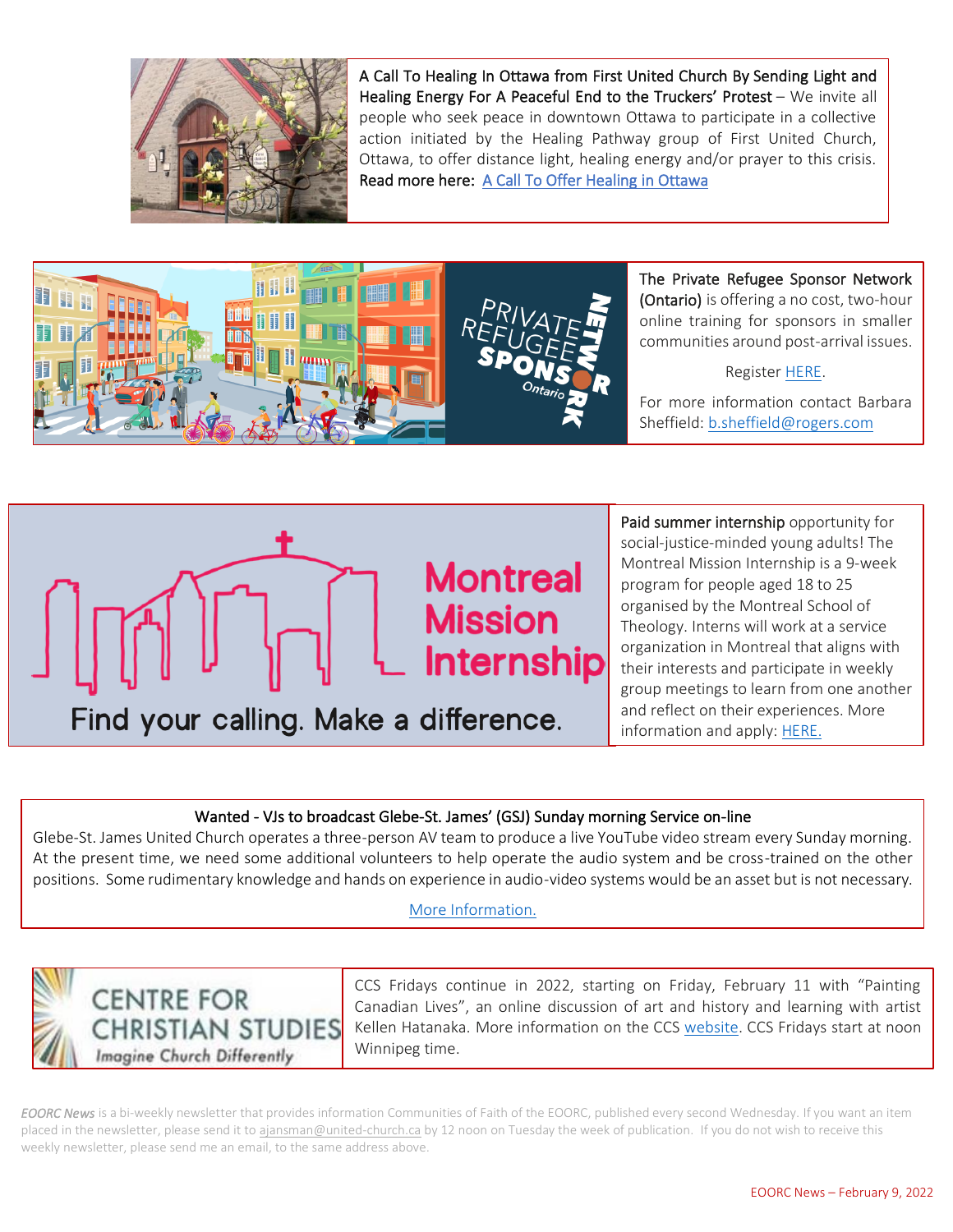A Call To Healing In Ottawa from First United Church By Sending Light and Healing Energy For A Peaceful End to the Truckers' Protest – We invite all people who seek peace in downtown Ottawa to participate in a collective action initiated by the Healing Pathway group of First United Church, Ottawa, to offer distance light, healing energy and/or prayer to this crisis. Read more here: A Call To Offer Healing in Ottawa

The Private Refugee Sponsor Network (Ontario) is offering a no cost, two-hour online training for sponsors in smaller communities around post-arrival issues.

Register HERE.

For more information contact Barbara Sheffield: b.sheffield@rogers.com

Paid summer internship opportunity for social-justice-minded young adults! The Montreal Mission Internship is a 9-week program for people aged 18 to 25 organised by the Montreal School of Theology. Interns will work at a service organization in Montreal that aligns with their interests and participate in weekly group meetings to learn from one another and reflect on their experiences. More information and apply: HERE.

**Wanted - VJs to broadcast Glebe-St. James' (GSJ) Sunday morning Service on-line**

Glebe-St. James United Church operates a three-person AV team to produce a live YouTube video stream every Sunday morning. At the present time, we need some additional volunteers to help operate the audio system and be cross-trained on the other positions. Some rudimentary knowledge and hands on experience in audio-video systems would be an asset but is not necessary.

More Information.

CCS Fridays continue in 2022, starting on Friday, February 11 with "Painting Canadian Lives", an online discussion of art and history and learning with artist Kellen Hatanaka. More information on the CCS website. CCS Fridays start at noon Winnipeg time.

*EOORC News* is a bi-weekly newsletter that provides information Communities of Faith of the EOORC, published every second Wednesday. If you want an item placed in the newsletter, please send it to ajansman@united-church.ca by 12 noon on Tuesday the week of publication. If you do not wish to receive this weekly newsletter, please send me an email, to the same address above.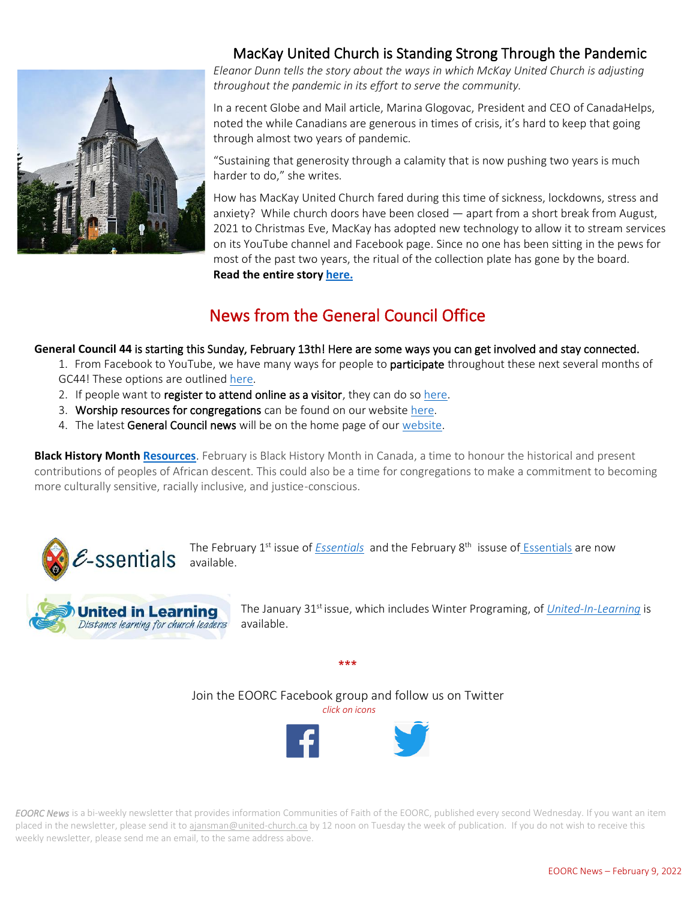## MacKay United Church is Standing Strong Through the Pandemic

*Eleanor Dunn tells the story about the ways in which McKay United Church is adjusting throughout the pandemic in its effort to serve the community.*

In a recent Globe and Mail article, Marina Glogovac, President and CEO of CanadaHelps, noted the while Canadians are generous in times of crisis, it's hard to keep that going through almost two years of pandemic.

"Sustaining that generosity through a calamity that is now pushing two years is much harder to do," she writes.

How has MacKay United Church fared during this time of sickness, lockdowns, stress and anxiety? While church doors have been closed — apart from a short break from August, 2021 to Christmas Eve, MacKay has adopted new technology to allow it to stream services on its YouTube channel and Facebook page. Since no one has been sitting in the pews for most of the past two years, the ritual of the collection plate has gone by the board.

**Read the entire story here.**

## News from the General Council Office

**General Council 44 is starting this Sunday, February 13th! Here are some ways you can get involved and stay connected.**

1. From Facebook to YouTube, we have many ways for people to participate throughout these next several months of GC44! These options are outlined here.
2. If people want to register to attend online as a visitor, they can do so here.
3. Worship resources for congregations can be found on our website here.
4. The latest General Council news will be on the home page of our website.

**Black History Month Resources**. February is Black History Month in Canada, a time to honour the historical and present contributions of peoples of African descent. This could also be a time for congregations to make a commitment to becoming more culturally sensitive, racially inclusive, and justice-conscious.

E-ssentials

The February 1st issue of *Essentials* and the February 8th issue of Essentials are now available.

United in Learning
Distance learning for church leaders

The January 31st issue, which includes Winter Programing, of *United-In-Learning* is available.

\*\*\*

Join the EOORC Facebook group and follow us on Twitter

*click on icons*

*EOORC News* is a bi-weekly newsletter that provides information Communities of Faith of the EOORC, published every second Wednesday. If you want an item placed in the newsletter, please send it to ajansman@united-church.ca by 12 noon on Tuesday the week of publication. If you do not wish to receive this weekly newsletter, please send me an email, to the same address above.